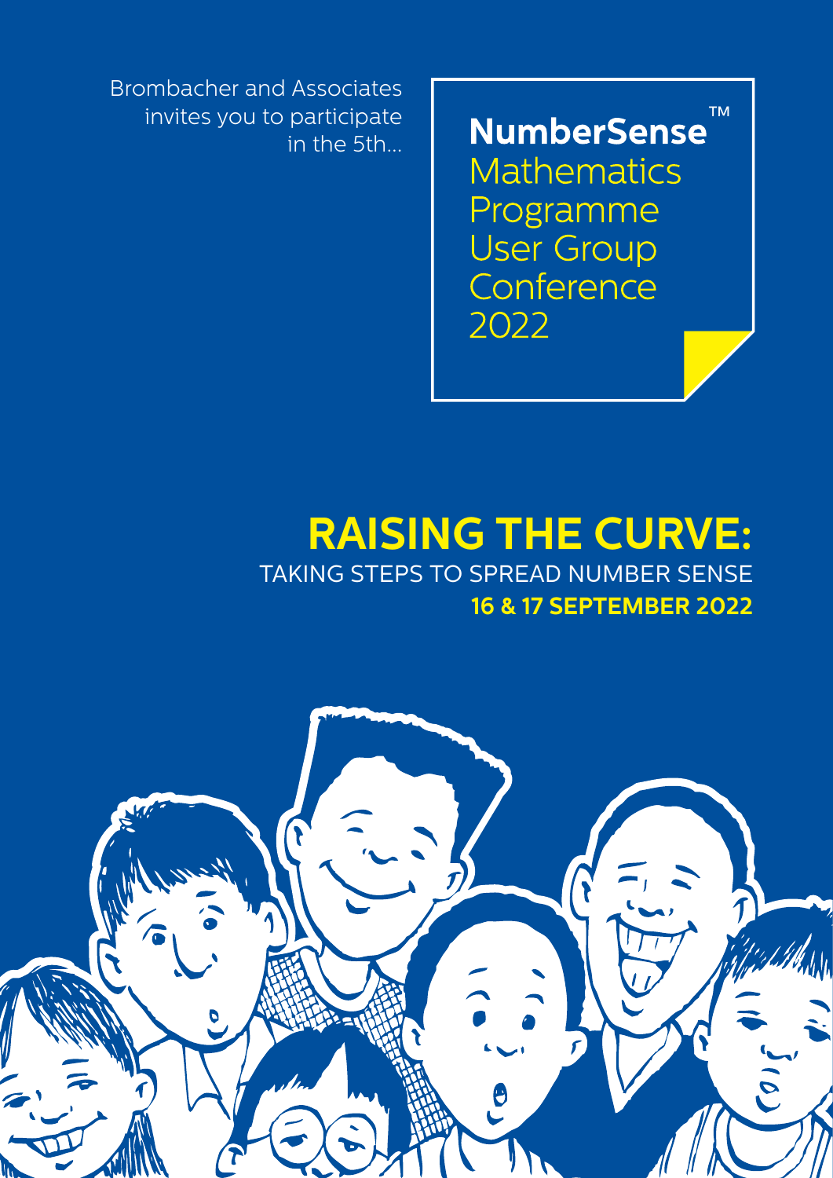Brombacher and Associates invites you to participate in the 5th...

**NumberSense™**
Mathematics Programme User Group Conference 2022

# RAISING THE CURVE:

## TAKING STEPS TO SPREAD NUMBER SENSE

**16 & 17 SEPTEMBER 2022**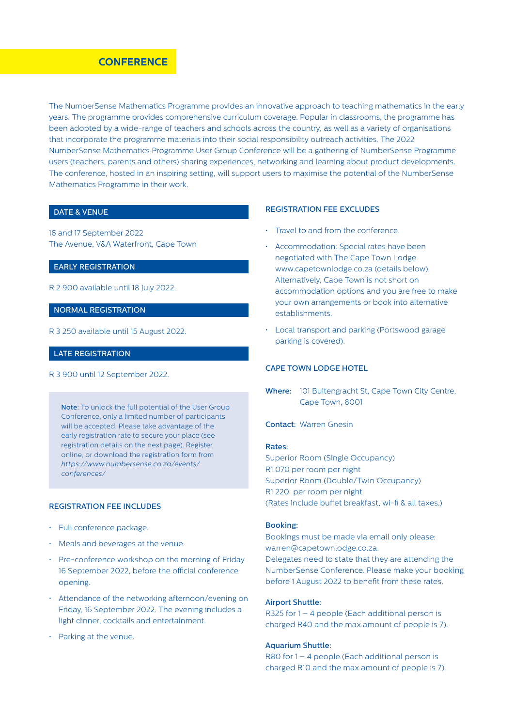# CONFERENCE

The NumberSense Mathematics Programme provides an innovative approach to teaching mathematics in the early years. The programme provides comprehensive curriculum coverage. Popular in classrooms, the programme has been adopted by a wide-range of teachers and schools across the country, as well as a variety of organisations that incorporate the programme materials into their social responsibility outreach activities. The 2022 NumberSense Mathematics Programme User Group Conference will be a gathering of NumberSense Programme users (teachers, parents and others) sharing experiences, networking and learning about product developments. The conference, hosted in an inspiring setting, will support users to maximise the potential of the NumberSense Mathematics Programme in their work.

## DATE & VENUE

16 and 17 September 2022
The Avenue, V&A Waterfront, Cape Town

## EARLY REGISTRATION

R 2 900 available until 18 July 2022.

## NORMAL REGISTRATION

R 3 250 available until 15 August 2022.

## LATE REGISTRATION

R 3 900 until 12 September 2022.

**Note:** To unlock the full potential of the User Group Conference, only a limited number of participants will be accepted. Please take advantage of the early registration rate to secure your place (see registration details on the next page). Register online, or download the registration form from *https://www.numbersense.co.za/events/conferences/*

## REGISTRATION FEE INCLUDES

- Full conference package.
- Meals and beverages at the venue.
- Pre-conference workshop on the morning of Friday 16 September 2022, before the official conference opening.
- Attendance of the networking afternoon/evening on Friday, 16 September 2022. The evening includes a light dinner, cocktails and entertainment.
- Parking at the venue.

## REGISTRATION FEE EXCLUDES

- Travel to and from the conference.
- Accommodation: Special rates have been negotiated with The Cape Town Lodge www.capetownlodge.co.za (details below). Alternatively, Cape Town is not short on accommodation options and you are free to make your own arrangements or book into alternative establishments.
- Local transport and parking (Portswood garage parking is covered).

## CAPE TOWN LODGE HOTEL

**Where:** 101 Buitengracht St, Cape Town City Centre, Cape Town, 8001

**Contact:** Warren Gnesin

**Rates:**
Superior Room (Single Occupancy)
R1 070 per room per night
Superior Room (Double/Twin Occupancy)
R1 220 per room per night
(Rates include buffet breakfast, wi-fi & all taxes.)

**Booking:**
Bookings must be made via email only please: warren@capetownlodge.co.za.
Delegates need to state that they are attending the NumberSense Conference. Please make your booking before 1 August 2022 to benefit from these rates.

**Airport Shuttle:**
R325 for 1 – 4 people (Each additional person is charged R40 and the max amount of people is 7).

**Aquarium Shuttle:**
R80 for 1 – 4 people (Each additional person is charged R10 and the max amount of people is 7).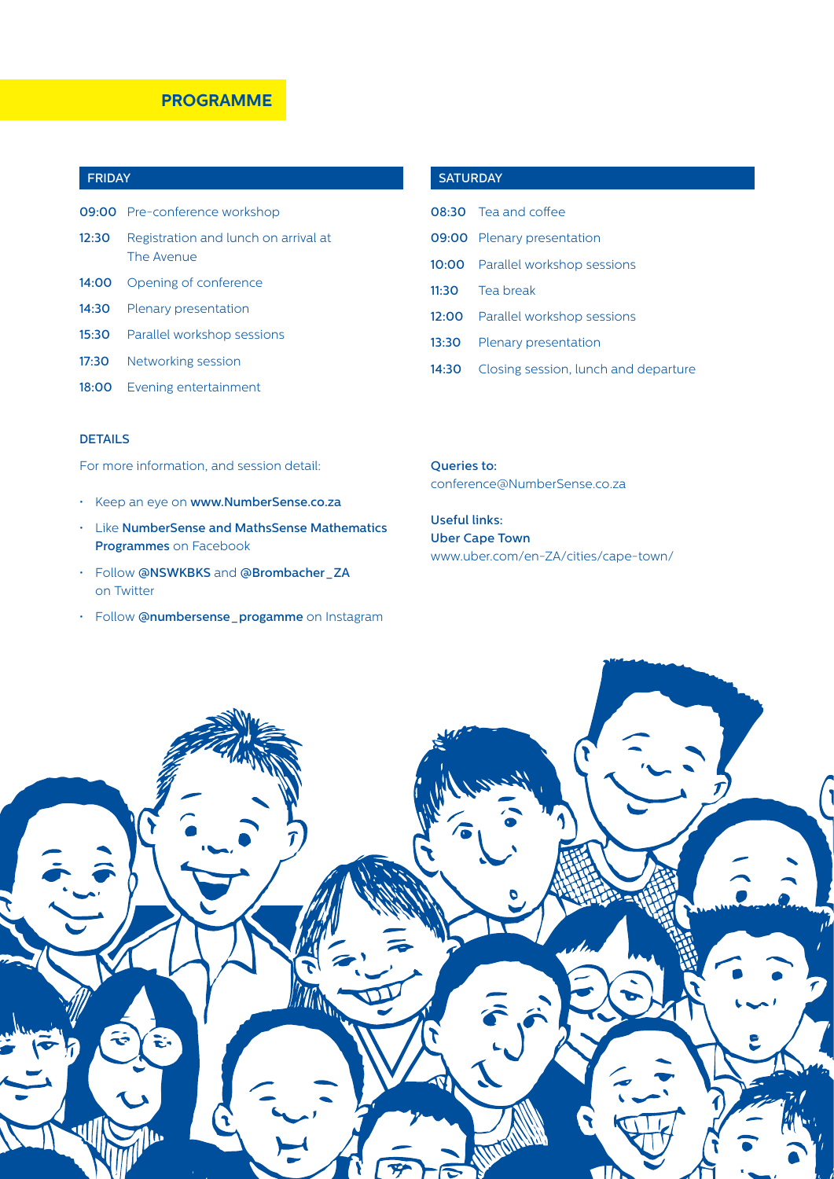## PROGRAMME

### FRIDAY

- **09:00** Pre-conference workshop
- **12:30** Registration and lunch on arrival at The Avenue
- **14:00** Opening of conference
- **14:30** Plenary presentation
- **15:30** Parallel workshop sessions
- **17:30** Networking session
- **18:00** Evening entertainment

### SATURDAY

- **08:30** Tea and coffee
- **09:00** Plenary presentation
- **10:00** Parallel workshop sessions
- **11:30** Tea break
- **12:00** Parallel workshop sessions
- **13:30** Plenary presentation
- **14:30** Closing session, lunch and departure

### DETAILS

For more information, and session detail:

- Keep an eye on **www.NumberSense.co.za**
- Like **NumberSense and MathsSense Mathematics Programmes** on Facebook
- Follow **@NSWKBKS** and **@Brombacher_ZA** on Twitter
- Follow **@numbersense_progamme** on Instagram

**Queries to:**
conference@NumberSense.co.za

**Useful links:**
**Uber Cape Town**
www.uber.com/en-ZA/cities/cape-town/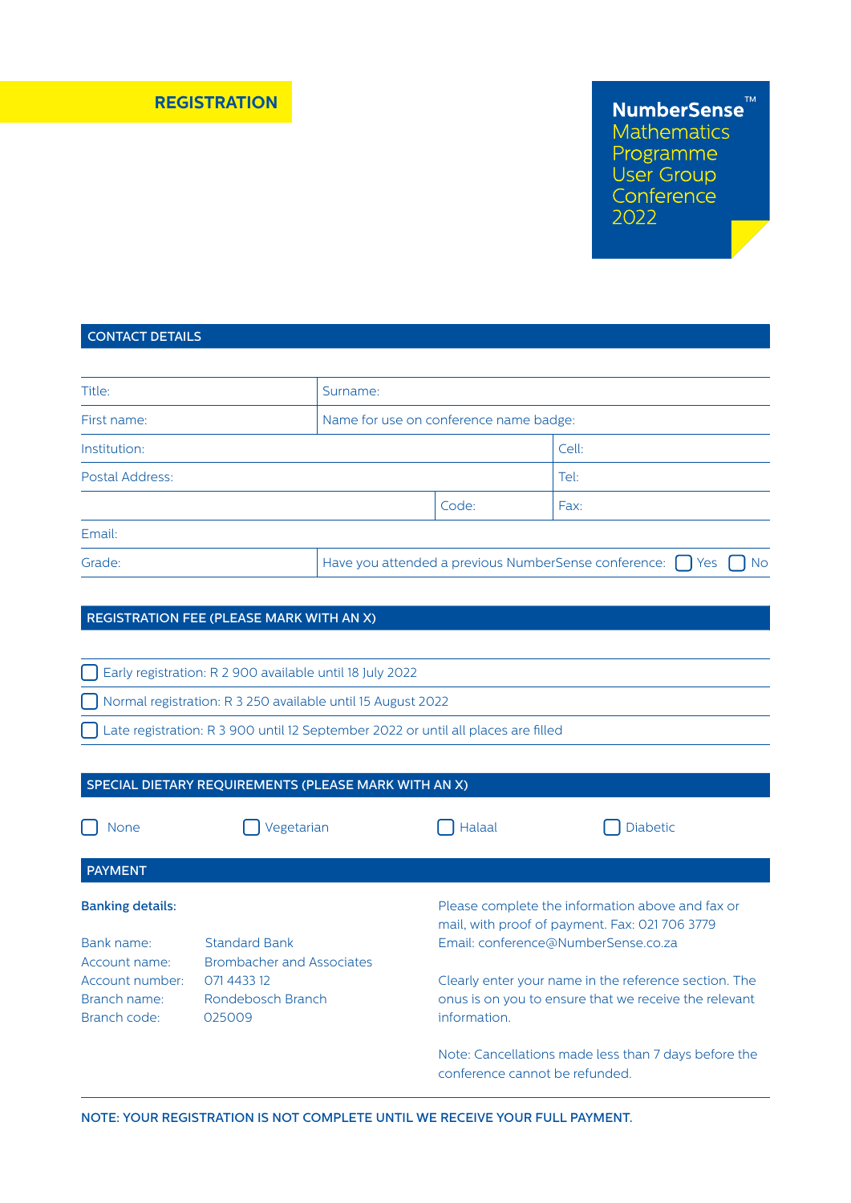## REGISTRATION

**NumberSense™**
Mathematics Programme User Group Conference 2022

### CONTACT DETAILS

| | | | |
|---|---|---|---|
| Title: | Surname: | | |
| First name: | Name for use on conference name badge: | | |
| Institution: | | | Cell: |
| Postal Address: | | | Tel: |
| | | Code: | Fax: |
| Email: | | | |
| Grade: | Have you attended a previous NumberSense conference: ☐ Yes ☐ No | | |

### REGISTRATION FEE (PLEASE MARK WITH AN X)

- ☐ Early registration: R 2 900 available until 18 July 2022
- ☐ Normal registration: R 3 250 available until 15 August 2022
- ☐ Late registration: R 3 900 until 12 September 2022 or until all places are filled

### SPECIAL DIETARY REQUIREMENTS (PLEASE MARK WITH AN X)

☐ None ☐ Vegetarian ☐ Halaal ☐ Diabetic

### PAYMENT

**Banking details:**

| | |
|---|---|
| Bank name: | Standard Bank |
| Account name: | Brombacher and Associates |
| Account number: | 071 4433 12 |
| Branch name: | Rondebosch Branch |
| Branch code: | 025009 |

Please complete the information above and fax or mail, with proof of payment. Fax: 021 706 3779
Email: conference@NumberSense.co.za

Clearly enter your name in the reference section. The onus is on you to ensure that we receive the relevant information.

Note: Cancellations made less than 7 days before the conference cannot be refunded.

**NOTE: YOUR REGISTRATION IS NOT COMPLETE UNTIL WE RECEIVE YOUR FULL PAYMENT.**